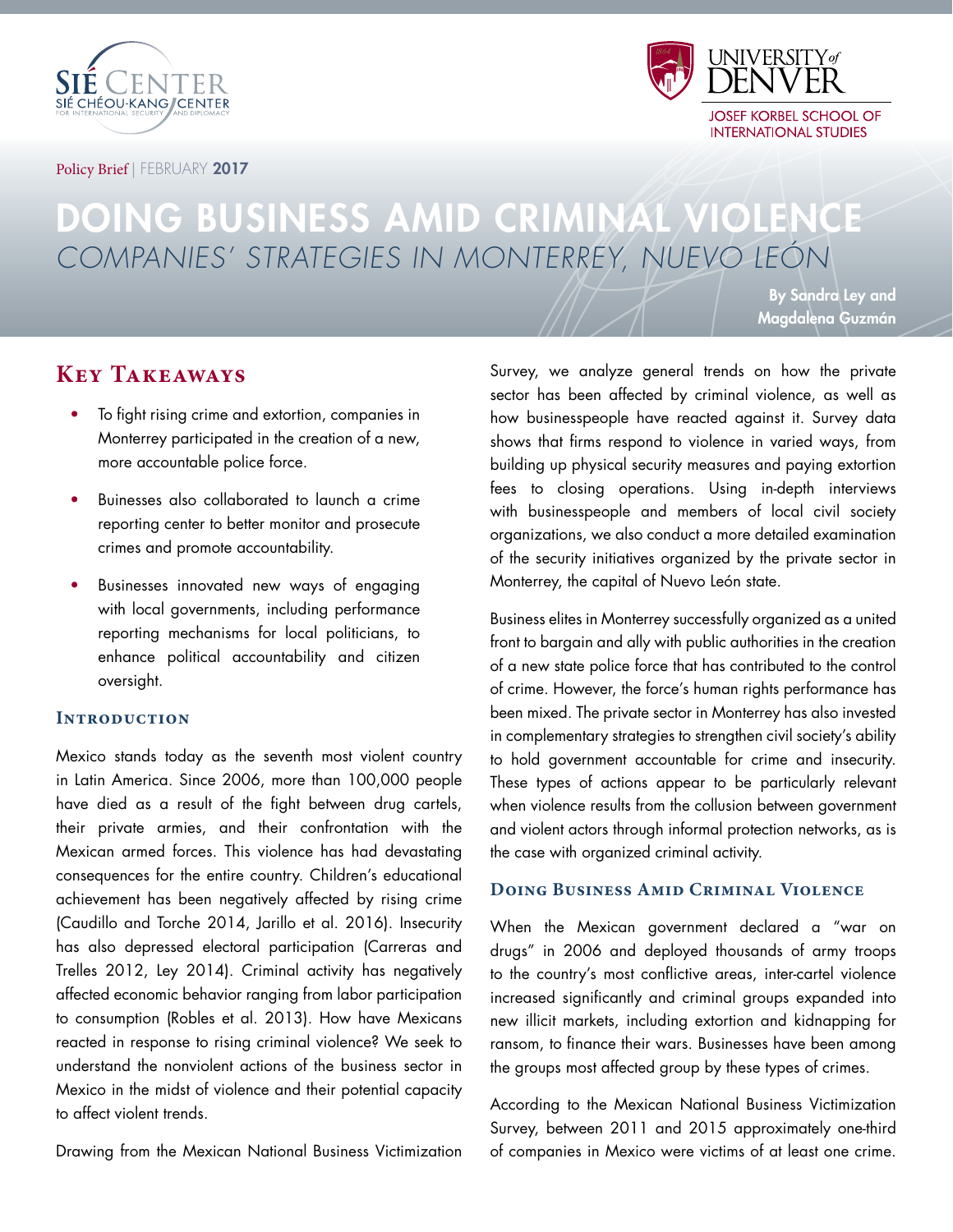Policy Brief | FEBRUARY **2017**

# DOING BUSINESS AMID CRIMINAL VIOLENCE

## *COMPANIES' STRATEGIES IN MONTERREY, NUEVO LEÓN*

**By Sandra Ley and Magdalena Guzmán**

## Key Takeaways

- To fight rising crime and extortion, companies in Monterrey participated in the creation of a new, more accountable police force.
- Buinesses also collaborated to launch a crime reporting center to better monitor and prosecute crimes and promote accountability.
- Businesses innovated new ways of engaging with local governments, including performance reporting mechanisms for local politicians, to enhance political accountability and citizen oversight.

### Introduction

Mexico stands today as the seventh most violent country in Latin America. Since 2006, more than 100,000 people have died as a result of the fight between drug cartels, their private armies, and their confrontation with the Mexican armed forces. This violence has had devastating consequences for the entire country. Children's educational achievement has been negatively affected by rising crime (Caudillo and Torche 2014, Jarillo et al. 2016). Insecurity has also depressed electoral participation (Carreras and Trelles 2012, Ley 2014). Criminal activity has negatively affected economic behavior ranging from labor participation to consumption (Robles et al. 2013). How have Mexicans reacted in response to rising criminal violence? We seek to understand the nonviolent actions of the business sector in Mexico in the midst of violence and their potential capacity to affect violent trends.

Drawing from the Mexican National Business Victimization Survey, we analyze general trends on how the private sector has been affected by criminal violence, as well as how businesspeople have reacted against it. Survey data shows that firms respond to violence in varied ways, from building up physical security measures and paying extortion fees to closing operations. Using in-depth interviews with businesspeople and members of local civil society organizations, we also conduct a more detailed examination of the security initiatives organized by the private sector in Monterrey, the capital of Nuevo León state.

Business elites in Monterrey successfully organized as a united front to bargain and ally with public authorities in the creation of a new state police force that has contributed to the control of crime. However, the force's human rights performance has been mixed. The private sector in Monterrey has also invested in complementary strategies to strengthen civil society's ability to hold government accountable for crime and insecurity. These types of actions appear to be particularly relevant when violence results from the collusion between government and violent actors through informal protection networks, as is the case with organized criminal activity.

### Doing Business Amid Criminal Violence

When the Mexican government declared a "war on drugs" in 2006 and deployed thousands of army troops to the country's most conflictive areas, inter-cartel violence increased significantly and criminal groups expanded into new illicit markets, including extortion and kidnapping for ransom, to finance their wars. Businesses have been among the groups most affected group by these types of crimes.

According to the Mexican National Business Victimization Survey, between 2011 and 2015 approximately one-third of companies in Mexico were victims of at least one crime.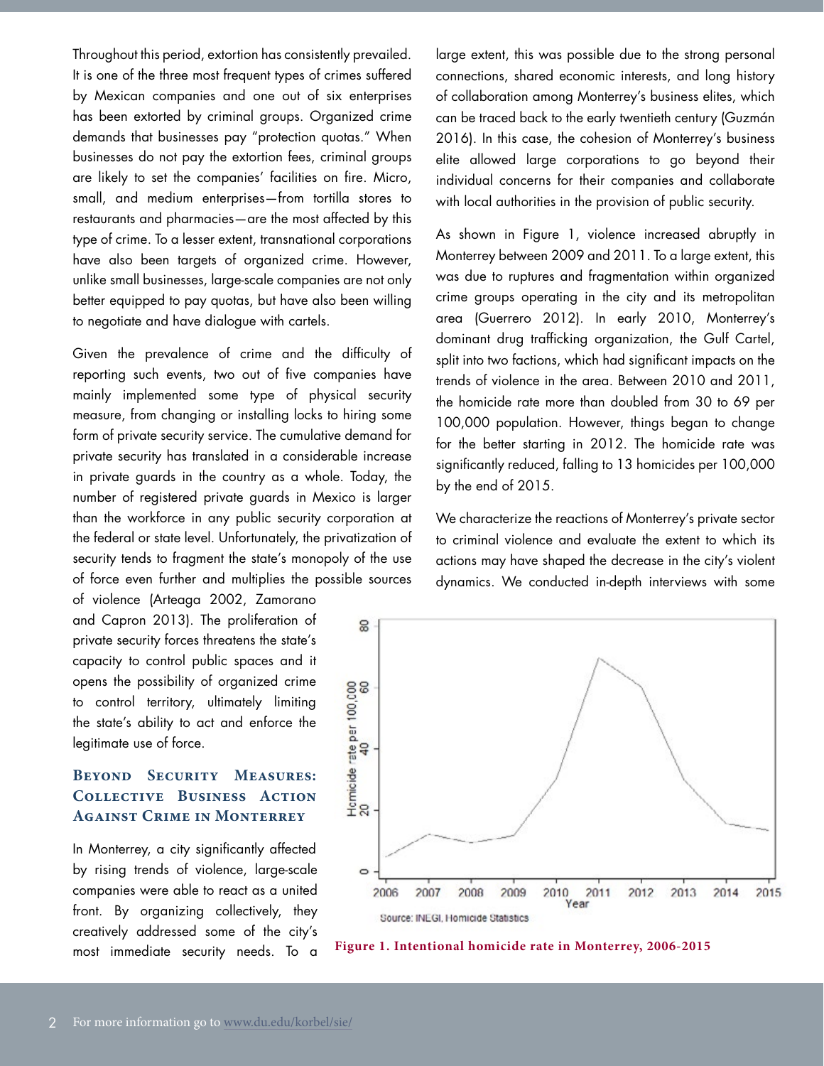Throughout this period, extortion has consistently prevailed. It is one of the three most frequent types of crimes suffered by Mexican companies and one out of six enterprises has been extorted by criminal groups. Organized crime demands that businesses pay "protection quotas." When businesses do not pay the extortion fees, criminal groups are likely to set the companies' facilities on fire. Micro, small, and medium enterprises—from tortilla stores to restaurants and pharmacies—are the most affected by this type of crime. To a lesser extent, transnational corporations have also been targets of organized crime. However, unlike small businesses, large-scale companies are not only better equipped to pay quotas, but have also been willing to negotiate and have dialogue with cartels.

Given the prevalence of crime and the difficulty of reporting such events, two out of five companies have mainly implemented some type of physical security measure, from changing or installing locks to hiring some form of private security service. The cumulative demand for private security has translated in a considerable increase in private guards in the country as a whole. Today, the number of registered private guards in Mexico is larger than the workforce in any public security corporation at the federal or state level. Unfortunately, the privatization of security tends to fragment the state's monopoly of the use of force even further and multiplies the possible sources of violence (Arteaga 2002, Zamorano and Capron 2013). The proliferation of private security forces threatens the state's capacity to control public spaces and it opens the possibility of organized crime to control territory, ultimately limiting the state's ability to act and enforce the legitimate use of force.

## Beyond Security Measures: Collective Business Action Against Crime in Monterrey

In Monterrey, a city significantly affected by rising trends of violence, large-scale companies were able to react as a united front. By organizing collectively, they creatively addressed some of the city's most immediate security needs. To a large extent, this was possible due to the strong personal connections, shared economic interests, and long history of collaboration among Monterrey's business elites, which can be traced back to the early twentieth century (Guzmán 2016). In this case, the cohesion of Monterrey's business elite allowed large corporations to go beyond their individual concerns for their companies and collaborate with local authorities in the provision of public security.

As shown in Figure 1, violence increased abruptly in Monterrey between 2009 and 2011. To a large extent, this was due to ruptures and fragmentation within organized crime groups operating in the city and its metropolitan area (Guerrero 2012). In early 2010, Monterrey's dominant drug trafficking organization, the Gulf Cartel, split into two factions, which had significant impacts on the trends of violence in the area. Between 2010 and 2011, the homicide rate more than doubled from 30 to 69 per 100,000 population. However, things began to change for the better starting in 2012. The homicide rate was significantly reduced, falling to 13 homicides per 100,000 by the end of 2015.

We characterize the reactions of Monterrey's private sector to criminal violence and evaluate the extent to which its actions may have shaped the decrease in the city's violent dynamics. We conducted in-depth interviews with some

Source: INEGI, Homicide Statistics

**Figure 1. Intentional homicide rate in Monterrey, 2006-2015**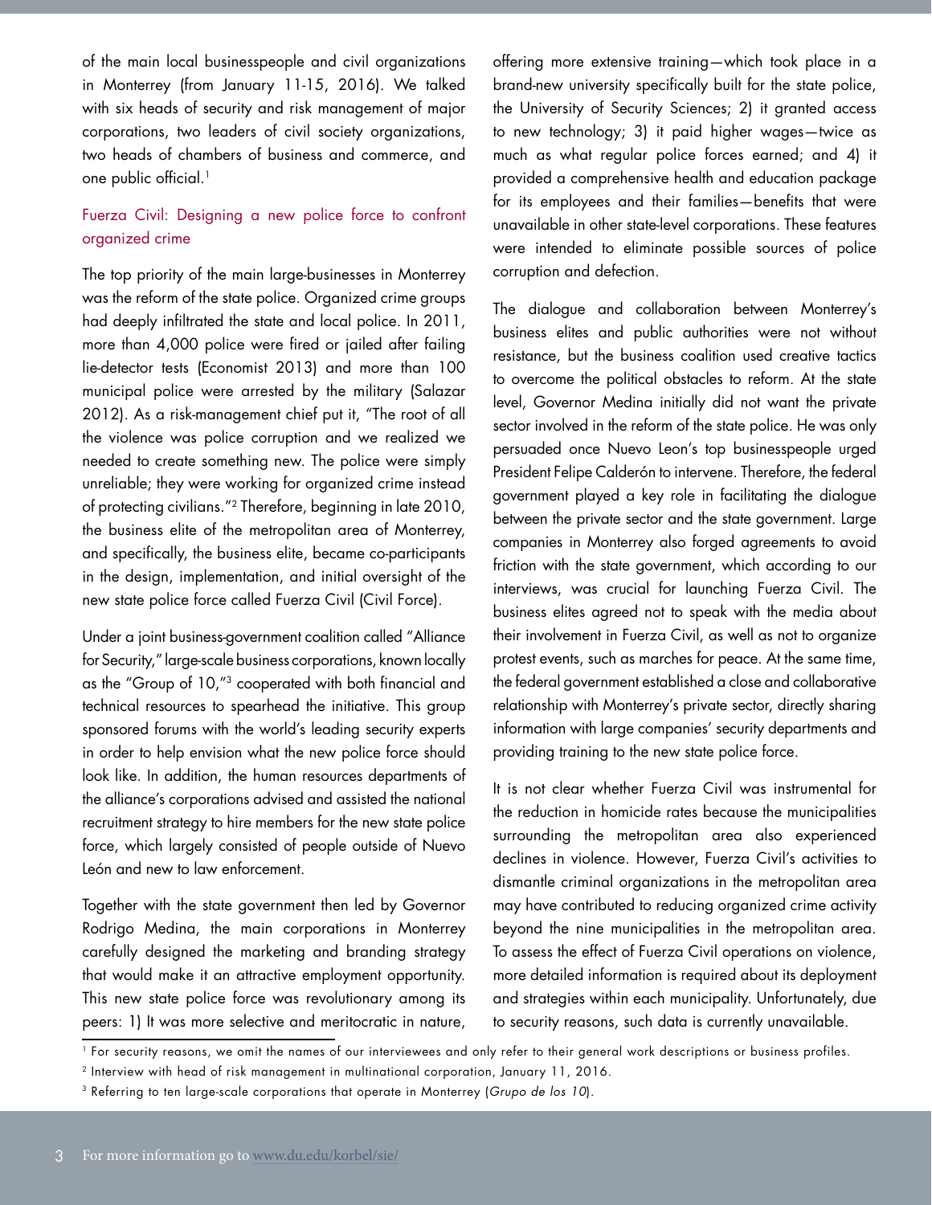of the main local businesspeople and civil organizations in Monterrey (from January 11-15, 2016). We talked with six heads of security and risk management of major corporations, two leaders of civil society organizations, two heads of chambers of business and commerce, and one public official.[1]

## Fuerza Civil: Designing a new police force to confront organized crime

The top priority of the main large-businesses in Monterrey was the reform of the state police. Organized crime groups had deeply infiltrated the state and local police. In 2011, more than 4,000 police were fired or jailed after failing lie-detector tests (Economist 2013) and more than 100 municipal police were arrested by the military (Salazar 2012). As a risk-management chief put it, "The root of all the violence was police corruption and we realized we needed to create something new. The police were simply unreliable; they were working for organized crime instead of protecting civilians."[2] Therefore, beginning in late 2010, the business elite of the metropolitan area of Monterrey, and specifically, the business elite, became co-participants in the design, implementation, and initial oversight of the new state police force called Fuerza Civil (Civil Force).

Under a joint business-government coalition called "Alliance for Security," large-scale business corporations, known locally as the "Group of 10,"[3] cooperated with both financial and technical resources to spearhead the initiative. This group sponsored forums with the world's leading security experts in order to help envision what the new police force should look like. In addition, the human resources departments of the alliance's corporations advised and assisted the national recruitment strategy to hire members for the new state police force, which largely consisted of people outside of Nuevo León and new to law enforcement.

Together with the state government then led by Governor Rodrigo Medina, the main corporations in Monterrey carefully designed the marketing and branding strategy that would make it an attractive employment opportunity. This new state police force was revolutionary among its peers: 1) It was more selective and meritocratic in nature, offering more extensive training—which took place in a brand-new university specifically built for the state police, the University of Security Sciences; 2) it granted access to new technology; 3) it paid higher wages—twice as much as what regular police forces earned; and 4) it provided a comprehensive health and education package for its employees and their families—benefits that were unavailable in other state-level corporations. These features were intended to eliminate possible sources of police corruption and defection.

The dialogue and collaboration between Monterrey's business elites and public authorities were not without resistance, but the business coalition used creative tactics to overcome the political obstacles to reform. At the state level, Governor Medina initially did not want the private sector involved in the reform of the state police. He was only persuaded once Nuevo Leon's top businesspeople urged President Felipe Calderón to intervene. Therefore, the federal government played a key role in facilitating the dialogue between the private sector and the state government. Large companies in Monterrey also forged agreements to avoid friction with the state government, which according to our interviews, was crucial for launching Fuerza Civil. The business elites agreed not to speak with the media about their involvement in Fuerza Civil, as well as not to organize protest events, such as marches for peace. At the same time, the federal government established a close and collaborative relationship with Monterrey's private sector, directly sharing information with large companies' security departments and providing training to the new state police force.

It is not clear whether Fuerza Civil was instrumental for the reduction in homicide rates because the municipalities surrounding the metropolitan area also experienced declines in violence. However, Fuerza Civil's activities to dismantle criminal organizations in the metropolitan area may have contributed to reducing organized crime activity beyond the nine municipalities in the metropolitan area. To assess the effect of Fuerza Civil operations on violence, more detailed information is required about its deployment and strategies within each municipality. Unfortunately, due to security reasons, such data is currently unavailable.

[1] For security reasons, we omit the names of our interviewees and only refer to their general work descriptions or business profiles.

[2] Interview with head of risk management in multinational corporation, January 11, 2016.

[3] Referring to ten large-scale corporations that operate in Monterrey (*Grupo de los 10*).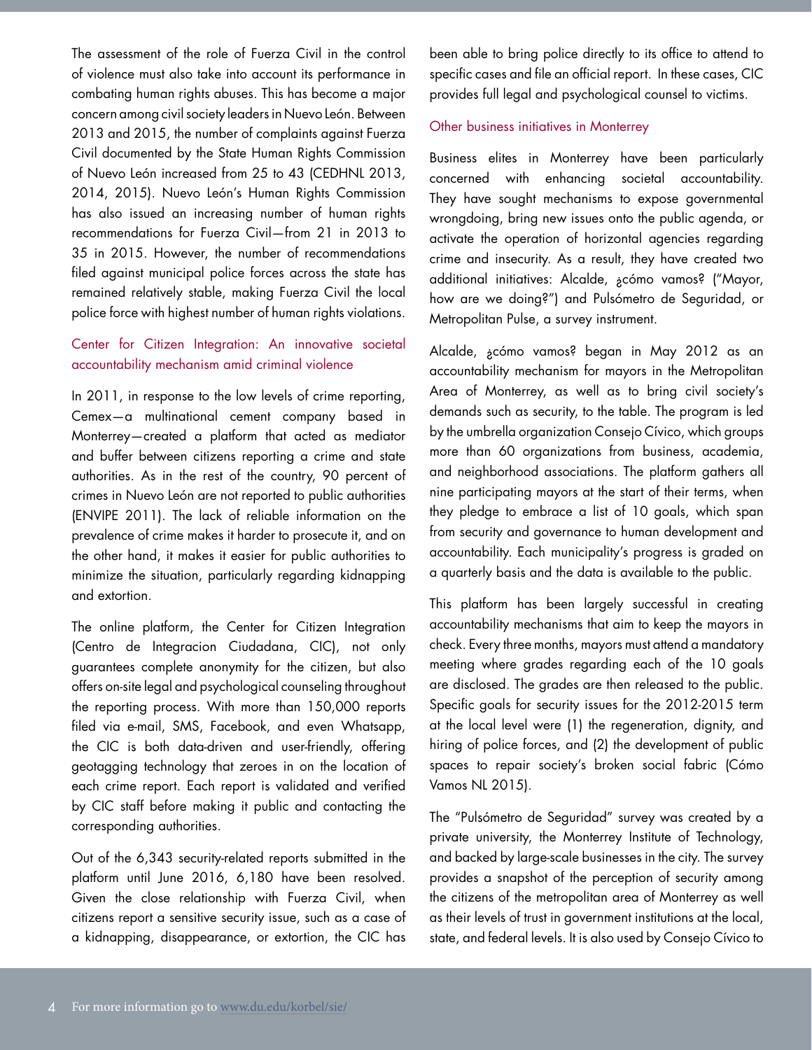The assessment of the role of Fuerza Civil in the control of violence must also take into account its performance in combating human rights abuses. This has become a major concern among civil society leaders in Nuevo León. Between 2013 and 2015, the number of complaints against Fuerza Civil documented by the State Human Rights Commission of Nuevo León increased from 25 to 43 (CEDHNL 2013, 2014, 2015). Nuevo León's Human Rights Commission has also issued an increasing number of human rights recommendations for Fuerza Civil—from 21 in 2013 to 35 in 2015. However, the number of recommendations filed against municipal police forces across the state has remained relatively stable, making Fuerza Civil the local police force with highest number of human rights violations.

### Center for Citizen Integration: An innovative societal accountability mechanism amid criminal violence

In 2011, in response to the low levels of crime reporting, Cemex—a multinational cement company based in Monterrey—created a platform that acted as mediator and buffer between citizens reporting a crime and state authorities. As in the rest of the country, 90 percent of crimes in Nuevo León are not reported to public authorities (ENVIPE 2011). The lack of reliable information on the prevalence of crime makes it harder to prosecute it, and on the other hand, it makes it easier for public authorities to minimize the situation, particularly regarding kidnapping and extortion.

The online platform, the Center for Citizen Integration (Centro de Integracion Ciudadana, CIC), not only guarantees complete anonymity for the citizen, but also offers on-site legal and psychological counseling throughout the reporting process. With more than 150,000 reports filed via e-mail, SMS, Facebook, and even Whatsapp, the CIC is both data-driven and user-friendly, offering geotagging technology that zeroes in on the location of each crime report. Each report is validated and verified by CIC staff before making it public and contacting the corresponding authorities.

Out of the 6,343 security-related reports submitted in the platform until June 2016, 6,180 have been resolved. Given the close relationship with Fuerza Civil, when citizens report a sensitive security issue, such as a case of a kidnapping, disappearance, or extortion, the CIC has been able to bring police directly to its office to attend to specific cases and file an official report. In these cases, CIC provides full legal and psychological counsel to victims.

### Other business initiatives in Monterrey

Business elites in Monterrey have been particularly concerned with enhancing societal accountability. They have sought mechanisms to expose governmental wrongdoing, bring new issues onto the public agenda, or activate the operation of horizontal agencies regarding crime and insecurity. As a result, they have created two additional initiatives: Alcalde, ¿cómo vamos? ("Mayor, how are we doing?") and Pulsómetro de Seguridad, or Metropolitan Pulse, a survey instrument.

Alcalde, ¿cómo vamos? began in May 2012 as an accountability mechanism for mayors in the Metropolitan Area of Monterrey, as well as to bring civil society's demands such as security, to the table. The program is led by the umbrella organization Consejo Cívico, which groups more than 60 organizations from business, academia, and neighborhood associations. The platform gathers all nine participating mayors at the start of their terms, when they pledge to embrace a list of 10 goals, which span from security and governance to human development and accountability. Each municipality's progress is graded on a quarterly basis and the data is available to the public.

This platform has been largely successful in creating accountability mechanisms that aim to keep the mayors in check. Every three months, mayors must attend a mandatory meeting where grades regarding each of the 10 goals are disclosed. The grades are then released to the public. Specific goals for security issues for the 2012-2015 term at the local level were (1) the regeneration, dignity, and hiring of police forces, and (2) the development of public spaces to repair society's broken social fabric (Cómo Vamos NL 2015).

The "Pulsómetro de Seguridad" survey was created by a private university, the Monterrey Institute of Technology, and backed by large-scale businesses in the city. The survey provides a snapshot of the perception of security among the citizens of the metropolitan area of Monterrey as well as their levels of trust in government institutions at the local, state, and federal levels. It is also used by Consejo Cívico to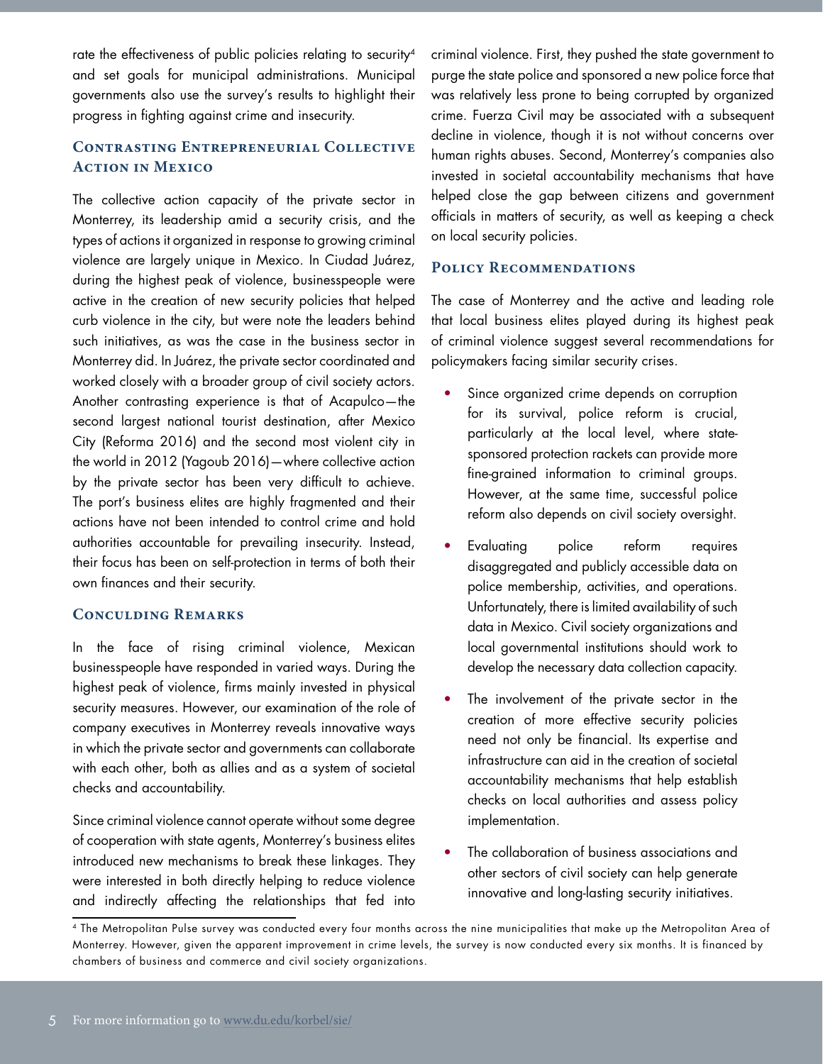rate the effectiveness of public policies relating to security[4] and set goals for municipal administrations. Municipal governments also use the survey's results to highlight their progress in fighting against crime and insecurity.

## Contrasting Entrepreneurial Collective Action in Mexico

The collective action capacity of the private sector in Monterrey, its leadership amid a security crisis, and the types of actions it organized in response to growing criminal violence are largely unique in Mexico. In Ciudad Juárez, during the highest peak of violence, businesspeople were active in the creation of new security policies that helped curb violence in the city, but were note the leaders behind such initiatives, as was the case in the business sector in Monterrey did. In Juárez, the private sector coordinated and worked closely with a broader group of civil society actors. Another contrasting experience is that of Acapulco—the second largest national tourist destination, after Mexico City (Reforma 2016) and the second most violent city in the world in 2012 (Yagoub 2016)—where collective action by the private sector has been very difficult to achieve. The port's business elites are highly fragmented and their actions have not been intended to control crime and hold authorities accountable for prevailing insecurity. Instead, their focus has been on self-protection in terms of both their own finances and their security.

## Conculding Remarks

In the face of rising criminal violence, Mexican businesspeople have responded in varied ways. During the highest peak of violence, firms mainly invested in physical security measures. However, our examination of the role of company executives in Monterrey reveals innovative ways in which the private sector and governments can collaborate with each other, both as allies and as a system of societal checks and accountability.

Since criminal violence cannot operate without some degree of cooperation with state agents, Monterrey's business elites introduced new mechanisms to break these linkages. They were interested in both directly helping to reduce violence and indirectly affecting the relationships that fed into criminal violence. First, they pushed the state government to purge the state police and sponsored a new police force that was relatively less prone to being corrupted by organized crime. Fuerza Civil may be associated with a subsequent decline in violence, though it is not without concerns over human rights abuses. Second, Monterrey's companies also invested in societal accountability mechanisms that have helped close the gap between citizens and government officials in matters of security, as well as keeping a check on local security policies.

## Policy Recommendations

The case of Monterrey and the active and leading role that local business elites played during its highest peak of criminal violence suggest several recommendations for policymakers facing similar security crises.

- Since organized crime depends on corruption for its survival, police reform is crucial, particularly at the local level, where state-sponsored protection rackets can provide more fine-grained information to criminal groups. However, at the same time, successful police reform also depends on civil society oversight.
- Evaluating police reform requires disaggregated and publicly accessible data on police membership, activities, and operations. Unfortunately, there is limited availability of such data in Mexico. Civil society organizations and local governmental institutions should work to develop the necessary data collection capacity.
- The involvement of the private sector in the creation of more effective security policies need not only be financial. Its expertise and infrastructure can aid in the creation of societal accountability mechanisms that help establish checks on local authorities and assess policy implementation.
- The collaboration of business associations and other sectors of civil society can help generate innovative and long-lasting security initiatives.

[4] The Metropolitan Pulse survey was conducted every four months across the nine municipalities that make up the Metropolitan Area of Monterrey. However, given the apparent improvement in crime levels, the survey is now conducted every six months. It is financed by chambers of business and commerce and civil society organizations.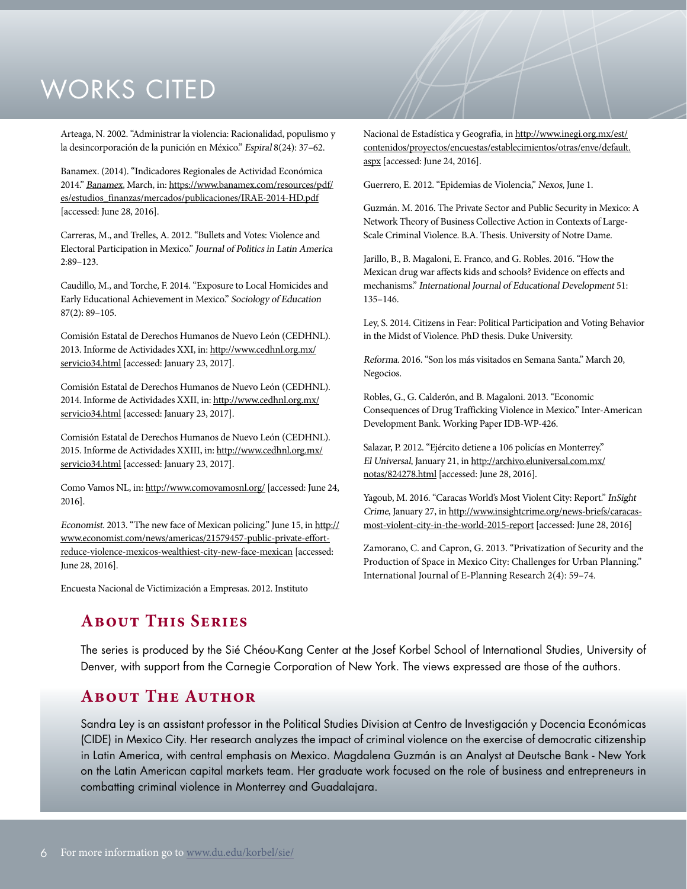# WORKS CITED

Arteaga, N. 2002. "Administrar la violencia: Racionalidad, populismo y la desincorporación de la punición en México." *Espiral* 8(24): 37–62.

Banamex. (2014). "Indicadores Regionales de Actividad Económica 2014." *Banamex*, March, in: https://www.banamex.com/resources/pdf/es/estudios_finanzas/mercados/publicaciones/IRAE-2014-HD.pdf [accessed: June 28, 2016].

Carreras, M., and Trelles, A. 2012. "Bullets and Votes: Violence and Electoral Participation in Mexico." *Journal of Politics in Latin America* 2:89–123.

Caudillo, M., and Torche, F. 2014. "Exposure to Local Homicides and Early Educational Achievement in Mexico." *Sociology of Education* 87(2): 89–105.

Comisión Estatal de Derechos Humanos de Nuevo León (CEDHNL). 2013. Informe de Actividades XXI, in: http://www.cedhnl.org.mx/servicio34.html [accessed: January 23, 2017].

Comisión Estatal de Derechos Humanos de Nuevo León (CEDHNL). 2014. Informe de Actividades XXII, in: http://www.cedhnl.org.mx/servicio34.html [accessed: January 23, 2017].

Comisión Estatal de Derechos Humanos de Nuevo León (CEDHNL). 2015. Informe de Actividades XXIII, in: http://www.cedhnl.org.mx/servicio34.html [accessed: January 23, 2017].

Como Vamos NL, in: http://www.comovamosnl.org/ [accessed: June 24, 2016].

*Economist*. 2013. "The new face of Mexican policing." June 15, in http://www.economist.com/news/americas/21579457-public-private-effort-reduce-violence-mexicos-wealthiest-city-new-face-mexican [accessed: June 28, 2016].

Encuesta Nacional de Victimización a Empresas. 2012. Instituto Nacional de Estadística y Geografía, in http://www.inegi.org.mx/est/contenidos/proyectos/encuestas/establecimientos/otras/enve/default.aspx [accessed: June 24, 2016].

Guerrero, E. 2012. "Epidemias de Violencia," *Nexos*, June 1.

Guzmán. M. 2016. The Private Sector and Public Security in Mexico: A Network Theory of Business Collective Action in Contexts of Large-Scale Criminal Violence. B.A. Thesis. University of Notre Dame.

Jarillo, B., B. Magaloni, E. Franco, and G. Robles. 2016. "How the Mexican drug war affects kids and schools? Evidence on effects and mechanisms." *International Journal of Educational Development* 51: 135–146.

Ley, S. 2014. Citizens in Fear: Political Participation and Voting Behavior in the Midst of Violence. PhD thesis. Duke University.

*Reforma*. 2016. "Son los más visitados en Semana Santa." March 20, Negocios.

Robles, G., G. Calderón, and B. Magaloni. 2013. "Economic Consequences of Drug Trafficking Violence in Mexico." Inter-American Development Bank. Working Paper IDB-WP-426.

Salazar, P. 2012. "Ejército detiene a 106 policías en Monterrey." *El Universal*, January 21, in http://archivo.eluniversal.com.mx/notas/824278.html [accessed: June 28, 2016].

Yagoub, M. 2016. "Caracas World's Most Violent City: Report." *InSight Crime*, January 27, in http://www.insightcrime.org/news-briefs/caracas-most-violent-city-in-the-world-2015-report [accessed: June 28, 2016]

Zamorano, C. and Capron, G. 2013. "Privatization of Security and the Production of Space in Mexico City: Challenges for Urban Planning." International Journal of E-Planning Research 2(4): 59–74.

## About This Series

The series is produced by the Sié Chéou-Kang Center at the Josef Korbel School of International Studies, University of Denver, with support from the Carnegie Corporation of New York. The views expressed are those of the authors.

## About The Author

Sandra Ley is an assistant professor in the Political Studies Division at Centro de Investigación y Docencia Económicas (CIDE) in Mexico City. Her research analyzes the impact of criminal violence on the exercise of democratic citizenship in Latin America, with central emphasis on Mexico. Magdalena Guzmán is an Analyst at Deutsche Bank - New York on the Latin American capital markets team. Her graduate work focused on the role of business and entrepreneurs in combatting criminal violence in Monterrey and Guadalajara.

For more information go to www.du.edu/korbel/sie/